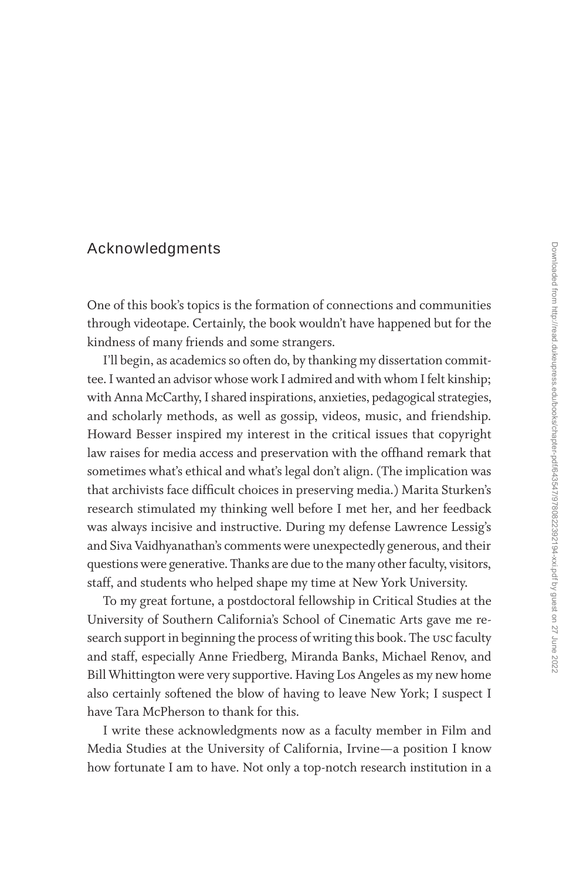# Acknowledgments

One of this book's topics is the formation of connections and communities through videotape. Certainly, the book wouldn't have happened but for the kindness of many friends and some strangers.

I'll begin, as academics so often do, by thanking my dissertation committee. I wanted an advisor whose work I admired and with whom I felt kinship; with Anna McCarthy, I shared inspirations, anxieties, pedagogical strategies, and scholarly methods, as well as gossip, videos, music, and friendship. Howard Besser inspired my interest in the critical issues that copyright law raises for media access and preservation with the offhand remark that sometimes what's ethical and what's legal don't align. (The implication was that archivists face difficult choices in preserving media.) Marita Sturken's research stimulated my thinking well before I met her, and her feedback was always incisive and instructive. During my defense Lawrence Lessig's and Siva Vaidhyanathan's comments were unexpectedly generous, and their questions were generative. Thanks are due to the many other faculty, visitors, staff, and students who helped shape my time at New York University.

To my great fortune, a postdoctoral fellowship in Critical Studies at the University of Southern California's School of Cinematic Arts gave me research support in beginning the process of writing this book. The USC faculty and staff, especially Anne Friedberg, Miranda Banks, Michael Renov, and Bill Whittington were very supportive. Having Los Angeles as my new home also certainly softened the blow of having to leave New York; I suspect I have Tara McPherson to thank for this.

I write these acknowledgments now as a faculty member in Film and Media Studies at the University of California, Irvine—a position I know how fortunate I am to have. Not only a top-notch research institution in a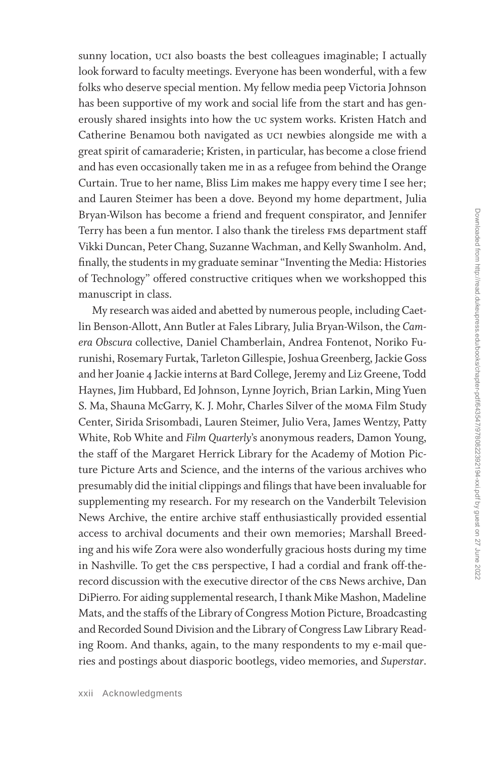sunny location, UCI also boasts the best colleagues imaginable; I actually look forward to faculty meetings. Everyone has been wonderful, with a few folks who deserve special mention. My fellow media peep Victoria Johnson has been supportive of my work and social life from the start and has generously shared insights into how the UC system works. Kristen Hatch and Catherine Benamou both navigated as UCI newbies alongside me with a great spirit of camaraderie; Kristen, in particular, has become a close friend and has even occasionally taken me in as a refugee from behind the Orange Curtain. True to her name, Bliss Lim makes me happy every time I see her; and Lauren Steimer has been a dove. Beyond my home department, Julia Bryan-Wilson has become a friend and frequent conspirator, and Jennifer Terry has been a fun mentor. I also thank the tireless FMS department staff Vikki Duncan, Peter Chang, Suzanne Wachman, and Kelly Swanholm. And, finally, the students in my graduate seminar "Inventing the Media: Histories of Technology" offered constructive critiques when we workshopped this manuscript in class.

My research was aided and abetted by numerous people, including Caetlin Benson-Allott, Ann Butler at Fales Library, Julia Bryan-Wilson, the *Camera Obscura* collective, Daniel Chamberlain, Andrea Fontenot, Noriko Furunishi, Rosemary Furtak, Tarleton Gillespie, Joshua Greenberg, Jackie Goss and her Joanie 4 Jackie interns at Bard College, Jeremy and Liz Greene, Todd Haynes, Jim Hubbard, Ed Johnson, Lynne Joyrich, Brian Larkin, Ming Yuen S. Ma, Shauna McGarry, K. J. Mohr, Charles Silver of the MOMA Film Study Center, Sirida Srisombadi, Lauren Steimer, Julio Vera, James Wentzy, Patty White, Rob White and *Film Quarterly*'s anonymous readers, Damon Young, the staff of the Margaret Herrick Library for the Academy of Motion Picture Picture Arts and Science, and the interns of the various archives who presumably did the initial clippings and filings that have been invaluable for supplementing my research. For my research on the Vanderbilt Television News Archive, the entire archive staff enthusiastically provided essential access to archival documents and their own memories; Marshall Breeding and his wife Zora were also wonderfully gracious hosts during my time in Nashville. To get the CBS perspective, I had a cordial and frank off-the-record discussion with the executive director of the CBS News archive, Dan DiPierro. For aiding supplemental research, I thank Mike Mashon, Madeline Mats, and the staffs of the Library of Congress Motion Picture, Broadcasting and Recorded Sound Division and the Library of Congress Law Library Reading Room. And thanks, again, to the many respondents to my e-mail queries and postings about diasporic bootlegs, video memories, and *Superstar*.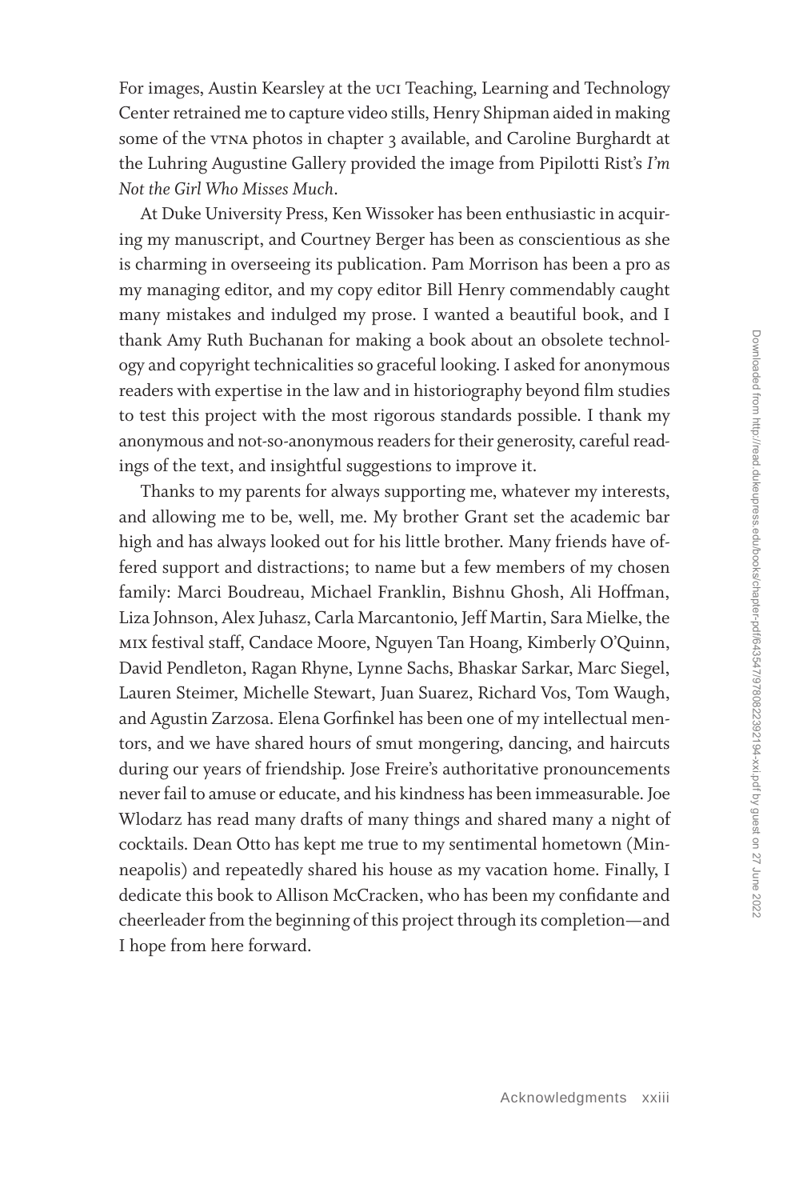For images, Austin Kearsley at the UCI Teaching, Learning and Technology Center retrained me to capture video stills, Henry Shipman aided in making some of the VTNA photos in chapter 3 available, and Caroline Burghardt at the Luhring Augustine Gallery provided the image from Pipilotti Rist's *I'm Not the Girl Who Misses Much*.

At Duke University Press, Ken Wissoker has been enthusiastic in acquiring my manuscript, and Courtney Berger has been as conscientious as she is charming in overseeing its publication. Pam Morrison has been a pro as my managing editor, and my copy editor Bill Henry commendably caught many mistakes and indulged my prose. I wanted a beautiful book, and I thank Amy Ruth Buchanan for making a book about an obsolete technology and copyright technicalities so graceful looking. I asked for anonymous readers with expertise in the law and in historiography beyond film studies to test this project with the most rigorous standards possible. I thank my anonymous and not-so-anonymous readers for their generosity, careful readings of the text, and insightful suggestions to improve it.

Thanks to my parents for always supporting me, whatever my interests, and allowing me to be, well, me. My brother Grant set the academic bar high and has always looked out for his little brother. Many friends have offered support and distractions; to name but a few members of my chosen family: Marci Boudreau, Michael Franklin, Bishnu Ghosh, Ali Hoffman, Liza Johnson, Alex Juhasz, Carla Marcantonio, Jeff Martin, Sara Mielke, the MIX festival staff, Candace Moore, Nguyen Tan Hoang, Kimberly O'Quinn, David Pendleton, Ragan Rhyne, Lynne Sachs, Bhaskar Sarkar, Marc Siegel, Lauren Steimer, Michelle Stewart, Juan Suarez, Richard Vos, Tom Waugh, and Agustin Zarzosa. Elena Gorfinkel has been one of my intellectual mentors, and we have shared hours of smut mongering, dancing, and haircuts during our years of friendship. Jose Freire's authoritative pronouncements never fail to amuse or educate, and his kindness has been immeasurable. Joe Wlodarz has read many drafts of many things and shared many a night of cocktails. Dean Otto has kept me true to my sentimental hometown (Minneapolis) and repeatedly shared his house as my vacation home. Finally, I dedicate this book to Allison McCracken, who has been my confidante and cheerleader from the beginning of this project through its completion—and I hope from here forward.